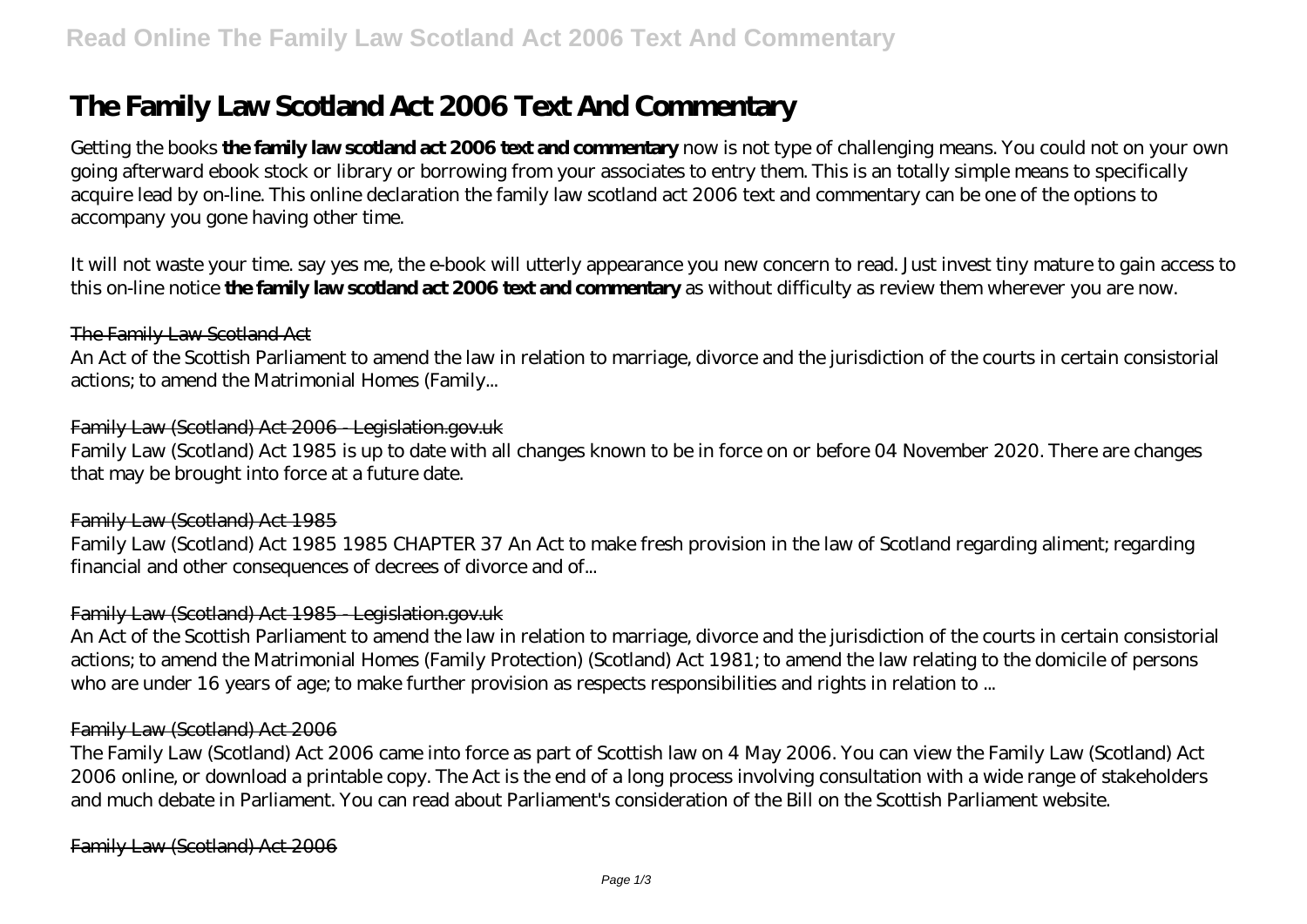# The Family Law Scotland Act 2006 Text And Commentary

Getting the books **the family law scotland act 2006 text and commentary** now is not type of challenging means. You could not on your own going afterward ebook stock or library or borrowing from your associates to entry them. This is an totally simple means to specifically acquire lead by on-line. This online declaration the family law scotland act 2006 text and commentary can be one of the options to accompany you gone having other time.

It will not waste your time. say yes me, the e-book will utterly appearance you new concern to read. Just invest tiny mature to gain access to this on-line notice **the family law scotland act 2006 text and commentary** as without difficulty as review them wherever you are now.

### The Family Law Scotland Act

An Act of the Scottish Parliament to amend the law in relation to marriage, divorce and the jurisdiction of the courts in certain consistorial actions; to amend the Matrimonial Homes (Family...

### Family Law (Scotland) Act 2006 - Legislation.gov.uk

Family Law (Scotland) Act 1985 is up to date with all changes known to be in force on or before 04 November 2020. There are changes that may be brought into force at a future date.

### Family Law (Scotland) Act 1985

Family Law (Scotland) Act 1985 1985 CHAPTER 37 An Act to make fresh provision in the law of Scotland regarding aliment; regarding financial and other consequences of decrees of divorce and of...

### Family Law (Scotland) Act 1985 - Legislation.gov.uk

An Act of the Scottish Parliament to amend the law in relation to marriage, divorce and the jurisdiction of the courts in certain consistorial actions; to amend the Matrimonial Homes (Family Protection) (Scotland) Act 1981; to amend the law relating to the domicile of persons who are under 16 years of age; to make further provision as respects responsibilities and rights in relation to ...

### Family Law (Scotland) Act 2006

The Family Law (Scotland) Act 2006 came into force as part of Scottish law on 4 May 2006. You can view the Family Law (Scotland) Act 2006 online, or download a printable copy. The Act is the end of a long process involving consultation with a wide range of stakeholders and much debate in Parliament. You can read about Parliament's consideration of the Bill on the Scottish Parliament website.

### Family Law (Scotland) Act 2006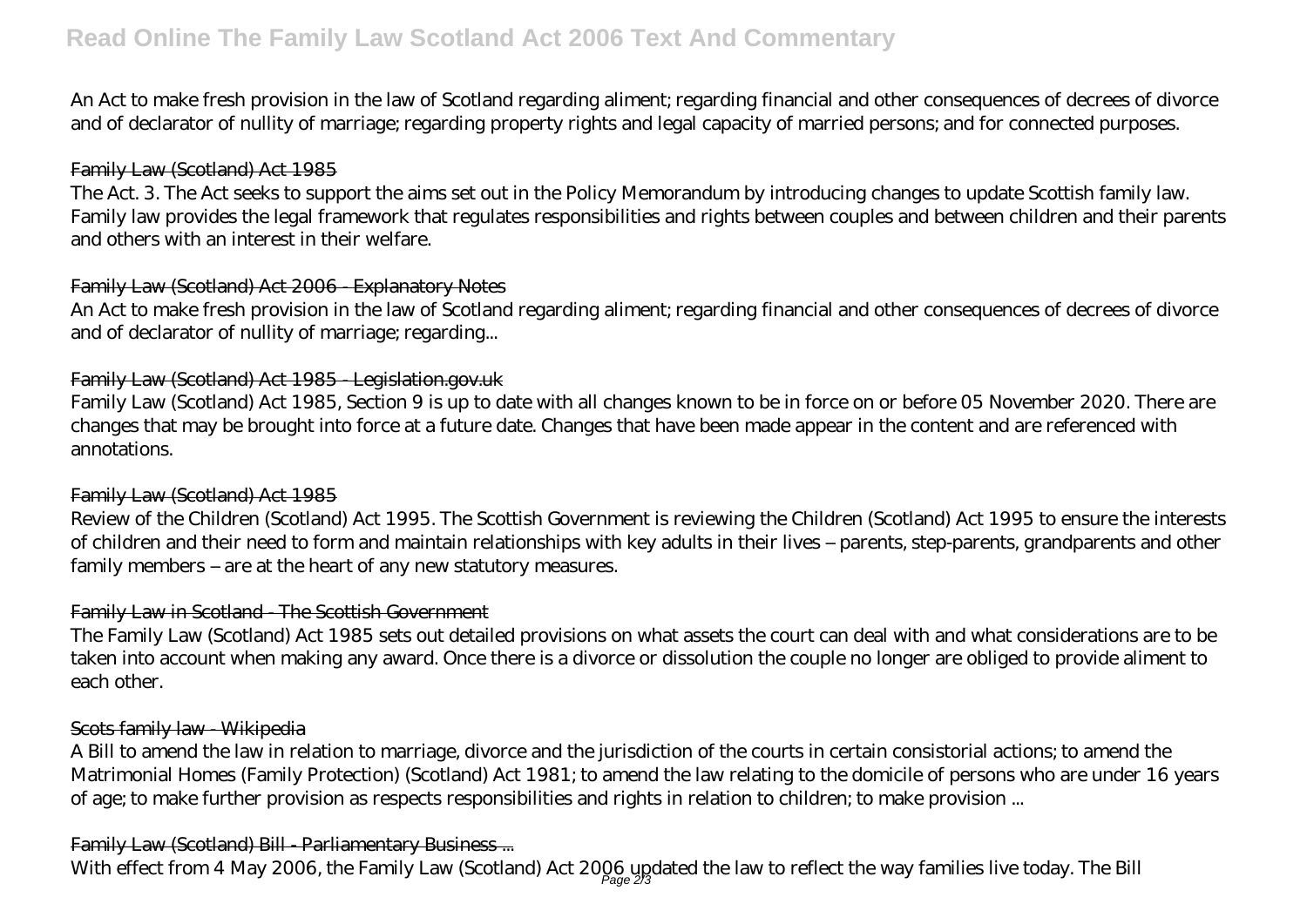An Act to make fresh provision in the law of Scotland regarding aliment; regarding financial and other consequences of decrees of divorce and of declarator of nullity of marriage; regarding property rights and legal capacity of married persons; and for connected purposes.

### Family Law (Scotland) Act 1985

The Act. 3. The Act seeks to support the aims set out in the Policy Memorandum by introducing changes to update Scottish family law. Family law provides the legal framework that regulates responsibilities and rights between couples and between children and their parents and others with an interest in their welfare.

### Family Law (Scotland) Act 2006 - Explanatory Notes

An Act to make fresh provision in the law of Scotland regarding aliment; regarding financial and other consequences of decrees of divorce and of declarator of nullity of marriage; regarding...

### Family Law (Scotland) Act 1985 - Legislation.gov.uk

Family Law (Scotland) Act 1985, Section 9 is up to date with all changes known to be in force on or before 05 November 2020. There are changes that may be brought into force at a future date. Changes that have been made appear in the content and are referenced with annotations.

### Family Law (Scotland) Act 1985

Review of the Children (Scotland) Act 1995. The Scottish Government is reviewing the Children (Scotland) Act 1995 to ensure the interests of children and their need to form and maintain relationships with key adults in their lives – parents, step-parents, grandparents and other family members – are at the heart of any new statutory measures.

### Family Law in Scotland - The Scottish Government

The Family Law (Scotland) Act 1985 sets out detailed provisions on what assets the court can deal with and what considerations are to be taken into account when making any award. Once there is a divorce or dissolution the couple no longer are obliged to provide aliment to each other.

### Scots family law - Wikipedia

A Bill to amend the law in relation to marriage, divorce and the jurisdiction of the courts in certain consistorial actions; to amend the Matrimonial Homes (Family Protection) (Scotland) Act 1981; to amend the law relating to the domicile of persons who are under 16 years of age; to make further provision as respects responsibilities and rights in relation to children; to make provision ...

### Family Law (Scotland) Bill - Parliamentary Business ...

With effect from 4 May 2006, the Family Law (Scotland) Act 2006 updated the law to reflect the way families live today. The Bill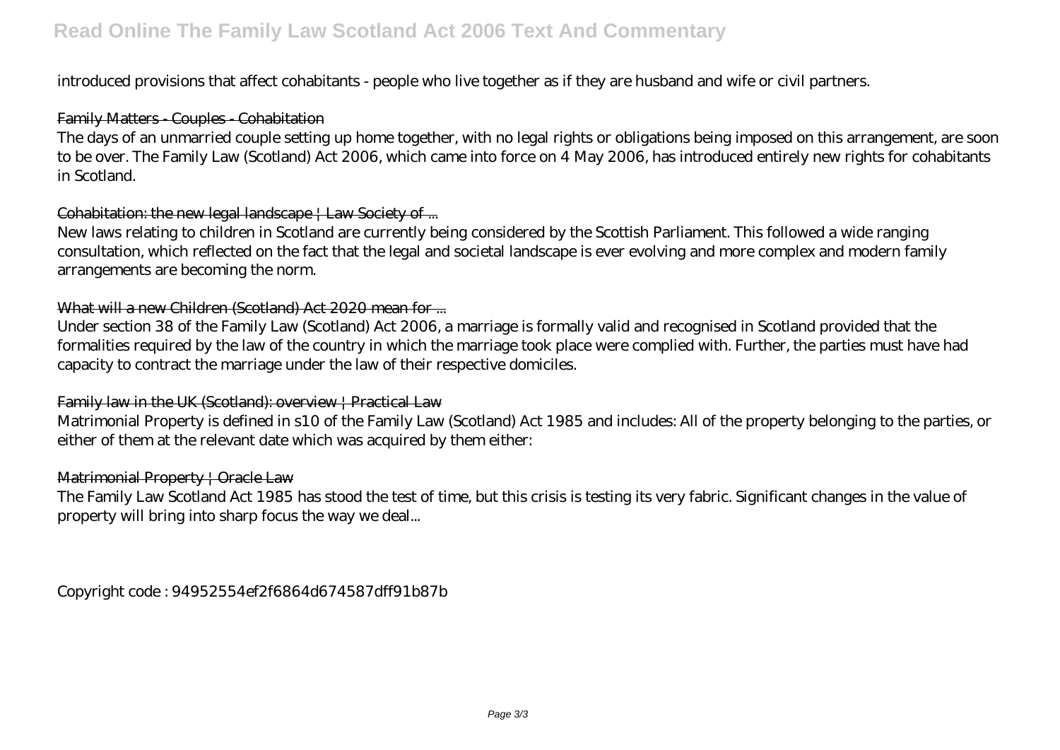introduced provisions that affect cohabitants - people who live together as if they are husband and wife or civil partners.

Family Matters - Couples - Cohabitation

The days of an unmarried couple setting up home together, with no legal rights or obligations being imposed on this arrangement, are soon to be over. The Family Law (Scotland) Act 2006, which came into force on 4 May 2006, has introduced entirely new rights for cohabitants in Scotland.

Cohabitation: the new legal landscape | Law Society of ...

New laws relating to children in Scotland are currently being considered by the Scottish Parliament. This followed a wide ranging consultation, which reflected on the fact that the legal and societal landscape is ever evolving and more complex and modern family arrangements are becoming the norm.

What will a new Children (Scotland) Act 2020 mean for ...

Under section 38 of the Family Law (Scotland) Act 2006, a marriage is formally valid and recognised in Scotland provided that the formalities required by the law of the country in which the marriage took place were complied with. Further, the parties must have had capacity to contract the marriage under the law of their respective domiciles.

Family law in the UK (Scotland): overview | Practical Law

Matrimonial Property is defined in s10 of the Family Law (Scotland) Act 1985 and includes: All of the property belonging to the parties, or either of them at the relevant date which was acquired by them either:

Matrimonial Property | Oracle Law

The Family Law Scotland Act 1985 has stood the test of time, but this crisis is testing its very fabric. Significant changes in the value of property will bring into sharp focus the way we deal...

Copyright code : 94952554ef2f6864d674587dff91b87b